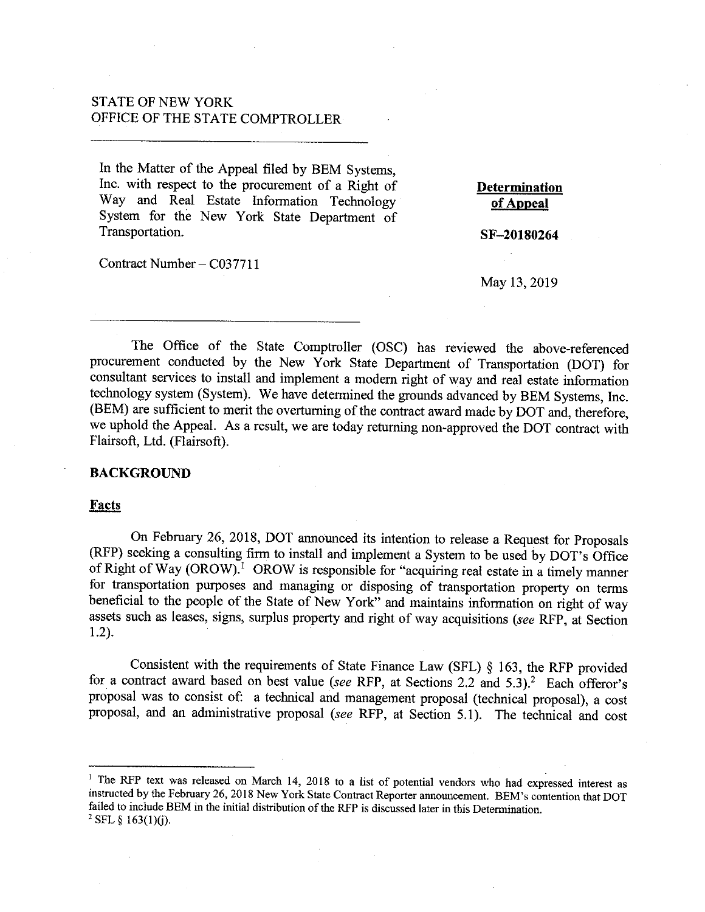STATE OF NEW YORK
OFFICE OF THE STATE COMPTROLLER

In the Matter of the Appeal filed by BEM Systems, Inc. with respect to the procurement of a Right of Way and Real Estate Information Technology System for the New York State Department of Transportation.

Contract Number – C037711

**Determination of Appeal**

**SF–20180264**

May 13, 2019

The Office of the State Comptroller (OSC) has reviewed the above-referenced procurement conducted by the New York State Department of Transportation (DOT) for consultant services to install and implement a modern right of way and real estate information technology system (System). We have determined the grounds advanced by BEM Systems, Inc. (BEM) are sufficient to merit the overturning of the contract award made by DOT and, therefore, we uphold the Appeal. As a result, we are today returning non-approved the DOT contract with Flairsoft, Ltd. (Flairsoft).

## BACKGROUND

### Facts

On February 26, 2018, DOT announced its intention to release a Request for Proposals (RFP) seeking a consulting firm to install and implement a System to be used by DOT's Office of Right of Way (OROW).[1] OROW is responsible for "acquiring real estate in a timely manner for transportation purposes and managing or disposing of transportation property on terms beneficial to the people of the State of New York" and maintains information on right of way assets such as leases, signs, surplus property and right of way acquisitions (*see* RFP, at Section 1.2).

Consistent with the requirements of State Finance Law (SFL) § 163, the RFP provided for a contract award based on best value (*see* RFP, at Sections 2.2 and 5.3).[2] Each offeror's proposal was to consist of: a technical and management proposal (technical proposal), a cost proposal, and an administrative proposal (*see* RFP, at Section 5.1). The technical and cost

---

[1] The RFP text was released on March 14, 2018 to a list of potential vendors who had expressed interest as instructed by the February 26, 2018 New York State Contract Reporter announcement. BEM's contention that DOT failed to include BEM in the initial distribution of the RFP is discussed later in this Determination.

[2] SFL § 163(1)(j).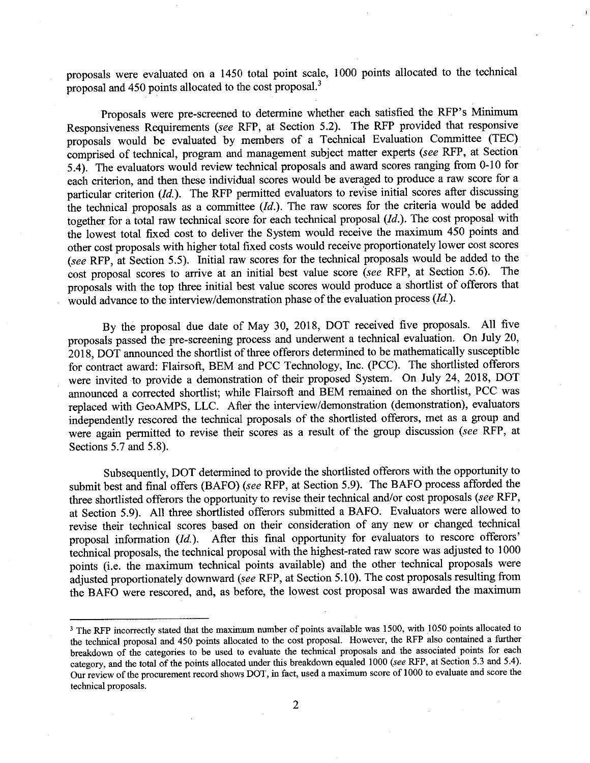proposals were evaluated on a 1450 total point scale, 1000 points allocated to the technical proposal and 450 points allocated to the cost proposal.[3]

Proposals were pre-screened to determine whether each satisfied the RFP's Minimum Responsiveness Requirements (*see* RFP, at Section 5.2). The RFP provided that responsive proposals would be evaluated by members of a Technical Evaluation Committee (TEC) comprised of technical, program and management subject matter experts (*see* RFP, at Section 5.4). The evaluators would review technical proposals and award scores ranging from 0-10 for each criterion, and then these individual scores would be averaged to produce a raw score for a particular criterion (*Id.*). The RFP permitted evaluators to revise initial scores after discussing the technical proposals as a committee (*Id.*). The raw scores for the criteria would be added together for a total raw technical score for each technical proposal (*Id.*). The cost proposal with the lowest total fixed cost to deliver the System would receive the maximum 450 points and other cost proposals with higher total fixed costs would receive proportionately lower cost scores (*see* RFP, at Section 5.5). Initial raw scores for the technical proposals would be added to the cost proposal scores to arrive at an initial best value score (*see* RFP, at Section 5.6). The proposals with the top three initial best value scores would produce a shortlist of offerors that would advance to the interview/demonstration phase of the evaluation process (*Id.*).

By the proposal due date of May 30, 2018, DOT received five proposals. All five proposals passed the pre-screening process and underwent a technical evaluation. On July 20, 2018, DOT announced the shortlist of three offerors determined to be mathematically susceptible for contract award: Flairsoft, BEM and PCC Technology, Inc. (PCC). The shortlisted offerors were invited to provide a demonstration of their proposed System. On July 24, 2018, DOT announced a corrected shortlist; while Flairsoft and BEM remained on the shortlist, PCC was replaced with GeoAMPS, LLC. After the interview/demonstration (demonstration), evaluators independently rescored the technical proposals of the shortlisted offerors, met as a group and were again permitted to revise their scores as a result of the group discussion (*see* RFP, at Sections 5.7 and 5.8).

Subsequently, DOT determined to provide the shortlisted offerors with the opportunity to submit best and final offers (BAFO) (*see* RFP, at Section 5.9). The BAFO process afforded the three shortlisted offerors the opportunity to revise their technical and/or cost proposals (*see* RFP, at Section 5.9). All three shortlisted offerors submitted a BAFO. Evaluators were allowed to revise their technical scores based on their consideration of any new or changed technical proposal information (*Id.*). After this final opportunity for evaluators to rescore offerors' technical proposals, the technical proposal with the highest-rated raw score was adjusted to 1000 points (i.e. the maximum technical points available) and the other technical proposals were adjusted proportionately downward (*see* RFP, at Section 5.10). The cost proposals resulting from the BAFO were rescored, and, as before, the lowest cost proposal was awarded the maximum

---

[3] The RFP incorrectly stated that the maximum number of points available was 1500, with 1050 points allocated to the technical proposal and 450 points allocated to the cost proposal. However, the RFP also contained a further breakdown of the categories to be used to evaluate the technical proposals and the associated points for each category, and the total of the points allocated under this breakdown equaled 1000 (*see* RFP, at Section 5.3 and 5.4). Our review of the procurement record shows DOT, in fact, used a maximum score of 1000 to evaluate and score the technical proposals.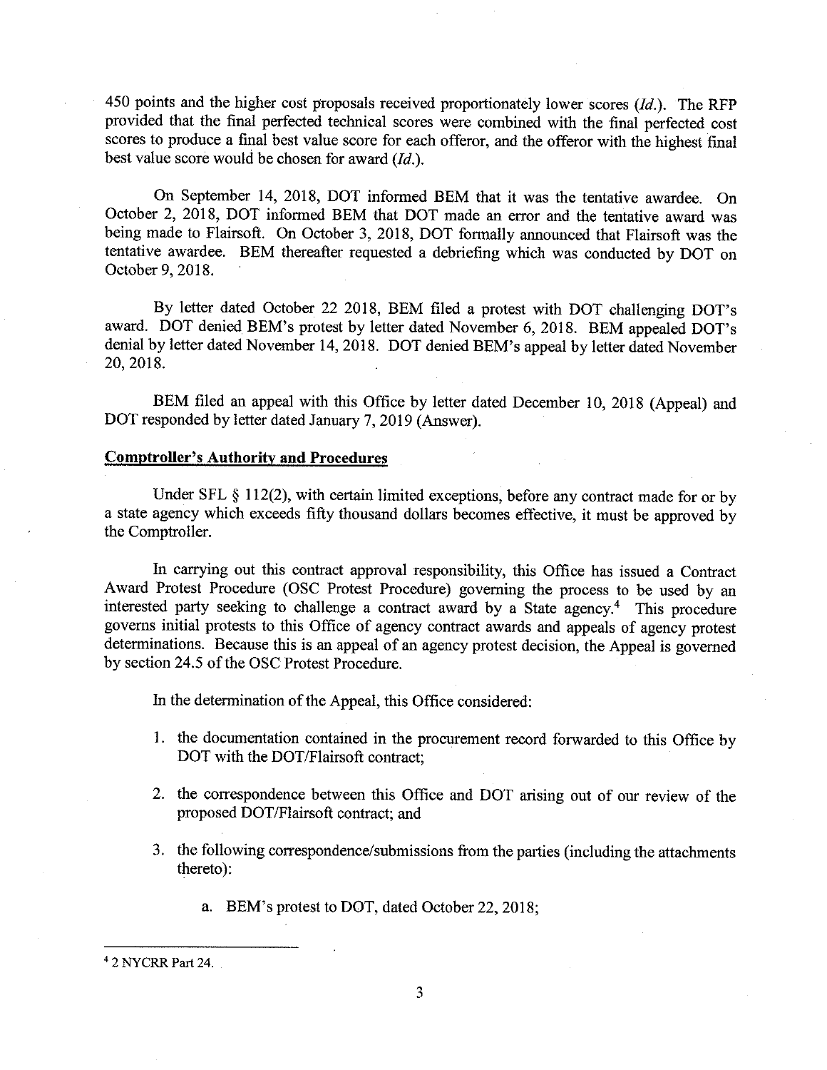450 points and the higher cost proposals received proportionately lower scores (*Id.*). The RFP provided that the final perfected technical scores were combined with the final perfected cost scores to produce a final best value score for each offeror, and the offeror with the highest final best value score would be chosen for award (*Id.*).

On September 14, 2018, DOT informed BEM that it was the tentative awardee. On October 2, 2018, DOT informed BEM that DOT made an error and the tentative award was being made to Flairsoft. On October 3, 2018, DOT formally announced that Flairsoft was the tentative awardee. BEM thereafter requested a debriefing which was conducted by DOT on October 9, 2018.

By letter dated October 22 2018, BEM filed a protest with DOT challenging DOT's award. DOT denied BEM's protest by letter dated November 6, 2018. BEM appealed DOT's denial by letter dated November 14, 2018. DOT denied BEM's appeal by letter dated November 20, 2018.

BEM filed an appeal with this Office by letter dated December 10, 2018 (Appeal) and DOT responded by letter dated January 7, 2019 (Answer).

## Comptroller's Authority and Procedures

Under SFL § 112(2), with certain limited exceptions, before any contract made for or by a state agency which exceeds fifty thousand dollars becomes effective, it must be approved by the Comptroller.

In carrying out this contract approval responsibility, this Office has issued a Contract Award Protest Procedure (OSC Protest Procedure) governing the process to be used by an interested party seeking to challenge a contract award by a State agency.[4] This procedure governs initial protests to this Office of agency contract awards and appeals of agency protest determinations. Because this is an appeal of an agency protest decision, the Appeal is governed by section 24.5 of the OSC Protest Procedure.

In the determination of the Appeal, this Office considered:

1. the documentation contained in the procurement record forwarded to this Office by DOT with the DOT/Flairsoft contract;

2. the correspondence between this Office and DOT arising out of our review of the proposed DOT/Flairsoft contract; and

3. the following correspondence/submissions from the parties (including the attachments thereto):

    a. BEM's protest to DOT, dated October 22, 2018;

---

[4] 2 NYCRR Part 24.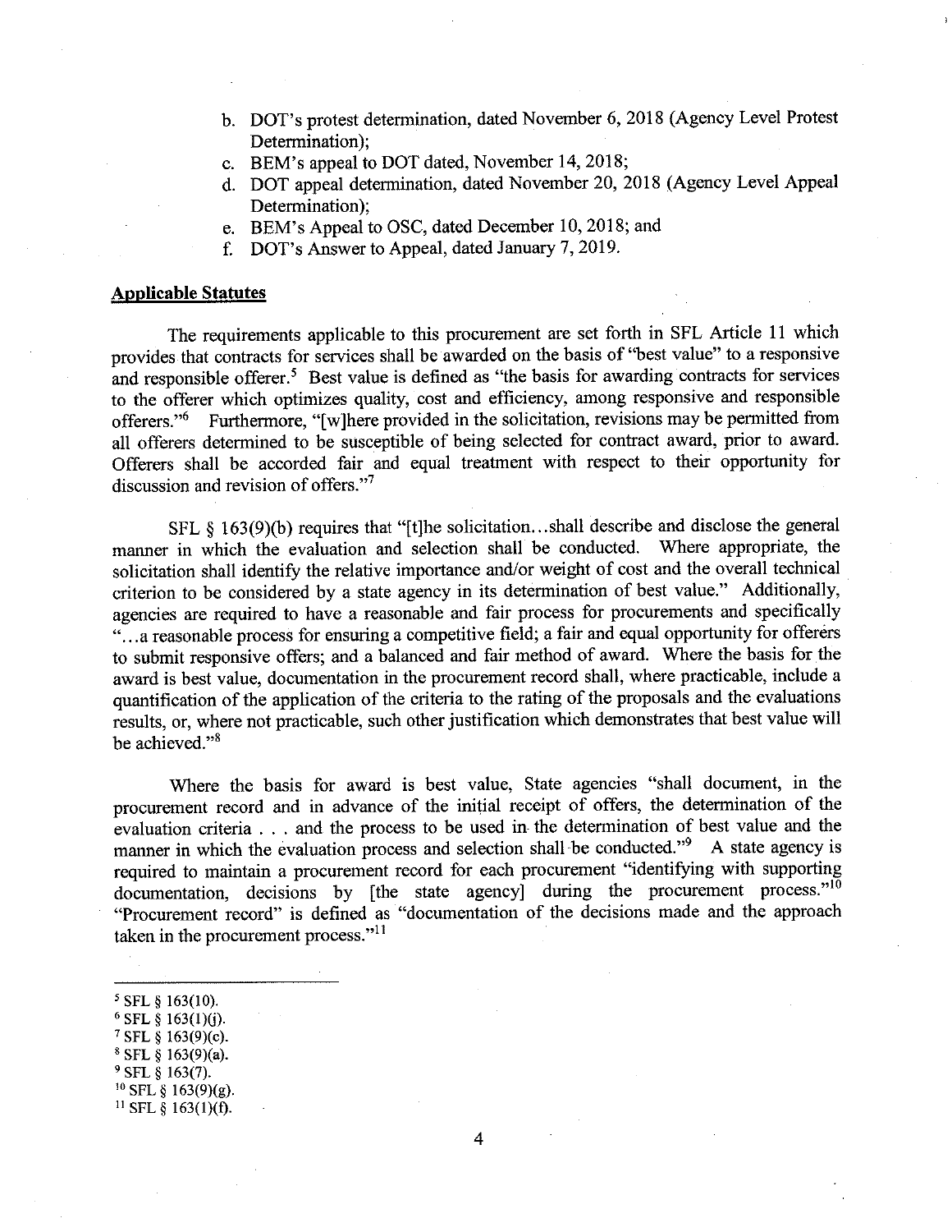b. DOT's protest determination, dated November 6, 2018 (Agency Level Protest Determination);
c. BEM's appeal to DOT dated, November 14, 2018;
d. DOT appeal determination, dated November 20, 2018 (Agency Level Appeal Determination);
e. BEM's Appeal to OSC, dated December 10, 2018; and
f. DOT's Answer to Appeal, dated January 7, 2019.

**Applicable Statutes**

The requirements applicable to this procurement are set forth in SFL Article 11 which provides that contracts for services shall be awarded on the basis of "best value" to a responsive and responsible offerer.[5] Best value is defined as "the basis for awarding contracts for services to the offerer which optimizes quality, cost and efficiency, among responsive and responsible offerers."[6] Furthermore, "[w]here provided in the solicitation, revisions may be permitted from all offerers determined to be susceptible of being selected for contract award, prior to award. Offerers shall be accorded fair and equal treatment with respect to their opportunity for discussion and revision of offers."[7]

SFL § 163(9)(b) requires that "[t]he solicitation...shall describe and disclose the general manner in which the evaluation and selection shall be conducted. Where appropriate, the solicitation shall identify the relative importance and/or weight of cost and the overall technical criterion to be considered by a state agency in its determination of best value." Additionally, agencies are required to have a reasonable and fair process for procurements and specifically "...a reasonable process for ensuring a competitive field; a fair and equal opportunity for offerers to submit responsive offers; and a balanced and fair method of award. Where the basis for the award is best value, documentation in the procurement record shall, where practicable, include a quantification of the application of the criteria to the rating of the proposals and the evaluations results, or, where not practicable, such other justification which demonstrates that best value will be achieved."[8]

Where the basis for award is best value, State agencies "shall document, in the procurement record and in advance of the initial receipt of offers, the determination of the evaluation criteria . . . and the process to be used in the determination of best value and the manner in which the evaluation process and selection shall be conducted."[9] A state agency is required to maintain a procurement record for each procurement "identifying with supporting documentation, decisions by [the state agency] during the procurement process."[10] "Procurement record" is defined as "documentation of the decisions made and the approach taken in the procurement process."[11]

---

[5] SFL § 163(10).
[6] SFL § 163(1)(j).
[7] SFL § 163(9)(c).
[8] SFL § 163(9)(a).
[9] SFL § 163(7).
[10] SFL § 163(9)(g).
[11] SFL § 163(1)(f).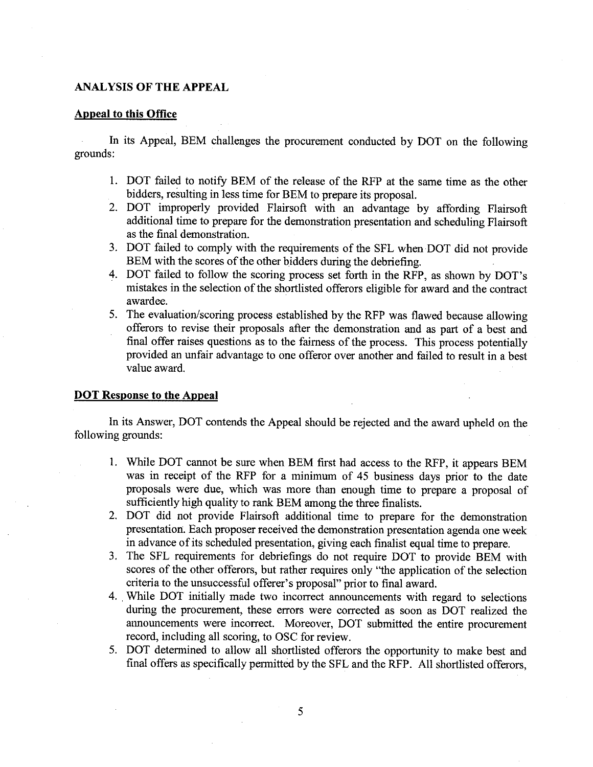## ANALYSIS OF THE APPEAL

### Appeal to this Office

In its Appeal, BEM challenges the procurement conducted by DOT on the following grounds:

1. DOT failed to notify BEM of the release of the RFP at the same time as the other bidders, resulting in less time for BEM to prepare its proposal.
2. DOT improperly provided Flairsoft with an advantage by affording Flairsoft additional time to prepare for the demonstration presentation and scheduling Flairsoft as the final demonstration.
3. DOT failed to comply with the requirements of the SFL when DOT did not provide BEM with the scores of the other bidders during the debriefing.
4. DOT failed to follow the scoring process set forth in the RFP, as shown by DOT's mistakes in the selection of the shortlisted offerors eligible for award and the contract awardee.
5. The evaluation/scoring process established by the RFP was flawed because allowing offerors to revise their proposals after the demonstration and as part of a best and final offer raises questions as to the fairness of the process. This process potentially provided an unfair advantage to one offeror over another and failed to result in a best value award.

### DOT Response to the Appeal

In its Answer, DOT contends the Appeal should be rejected and the award upheld on the following grounds:

1. While DOT cannot be sure when BEM first had access to the RFP, it appears BEM was in receipt of the RFP for a minimum of 45 business days prior to the date proposals were due, which was more than enough time to prepare a proposal of sufficiently high quality to rank BEM among the three finalists.
2. DOT did not provide Flairsoft additional time to prepare for the demonstration presentation. Each proposer received the demonstration presentation agenda one week in advance of its scheduled presentation, giving each finalist equal time to prepare.
3. The SFL requirements for debriefings do not require DOT to provide BEM with scores of the other offerors, but rather requires only "the application of the selection criteria to the unsuccessful offerer's proposal" prior to final award.
4. While DOT initially made two incorrect announcements with regard to selections during the procurement, these errors were corrected as soon as DOT realized the announcements were incorrect. Moreover, DOT submitted the entire procurement record, including all scoring, to OSC for review.
5. DOT determined to allow all shortlisted offerors the opportunity to make best and final offers as specifically permitted by the SFL and the RFP. All shortlisted offerors,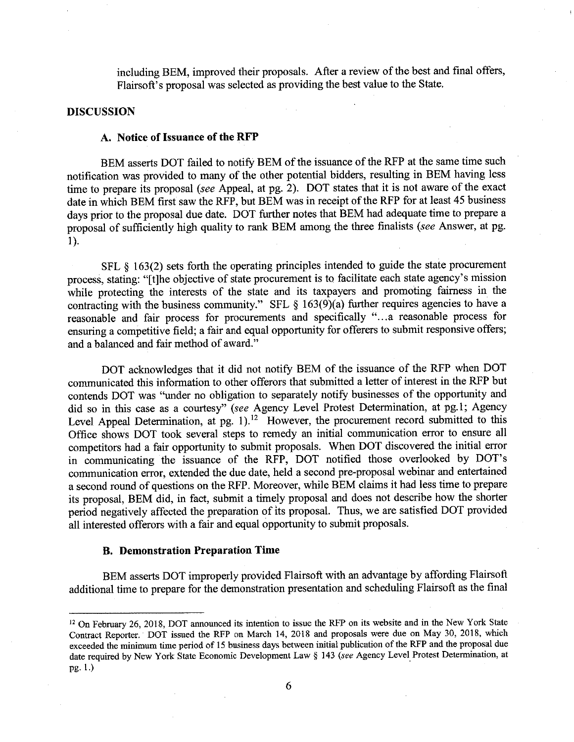including BEM, improved their proposals. After a review of the best and final offers, Flairsoft's proposal was selected as providing the best value to the State.

## DISCUSSION

### A. Notice of Issuance of the RFP

BEM asserts DOT failed to notify BEM of the issuance of the RFP at the same time such notification was provided to many of the other potential bidders, resulting in BEM having less time to prepare its proposal (*see* Appeal, at pg. 2). DOT states that it is not aware of the exact date in which BEM first saw the RFP, but BEM was in receipt of the RFP for at least 45 business days prior to the proposal due date. DOT further notes that BEM had adequate time to prepare a proposal of sufficiently high quality to rank BEM among the three finalists (*see* Answer, at pg. 1).

SFL § 163(2) sets forth the operating principles intended to guide the state procurement process, stating: "[t]he objective of state procurement is to facilitate each state agency's mission while protecting the interests of the state and its taxpayers and promoting fairness in the contracting with the business community." SFL § 163(9)(a) further requires agencies to have a reasonable and fair process for procurements and specifically "...a reasonable process for ensuring a competitive field; a fair and equal opportunity for offerers to submit responsive offers; and a balanced and fair method of award."

DOT acknowledges that it did not notify BEM of the issuance of the RFP when DOT communicated this information to other offerors that submitted a letter of interest in the RFP but contends DOT was "under no obligation to separately notify businesses of the opportunity and did so in this case as a courtesy" (*see* Agency Level Protest Determination, at pg.1; Agency Level Appeal Determination, at pg. 1).[12] However, the procurement record submitted to this Office shows DOT took several steps to remedy an initial communication error to ensure all competitors had a fair opportunity to submit proposals. When DOT discovered the initial error in communicating the issuance of the RFP, DOT notified those overlooked by DOT's communication error, extended the due date, held a second pre-proposal webinar and entertained a second round of questions on the RFP. Moreover, while BEM claims it had less time to prepare its proposal, BEM did, in fact, submit a timely proposal and does not describe how the shorter period negatively affected the preparation of its proposal. Thus, we are satisfied DOT provided all interested offerors with a fair and equal opportunity to submit proposals.

### B. Demonstration Preparation Time

BEM asserts DOT improperly provided Flairsoft with an advantage by affording Flairsoft additional time to prepare for the demonstration presentation and scheduling Flairsoft as the final

---

[12] On February 26, 2018, DOT announced its intention to issue the RFP on its website and in the New York State Contract Reporter. DOT issued the RFP on March 14, 2018 and proposals were due on May 30, 2018, which exceeded the minimum time period of 15 business days between initial publication of the RFP and the proposal due date required by New York State Economic Development Law § 143 (*see* Agency Level Protest Determination, at pg. 1.)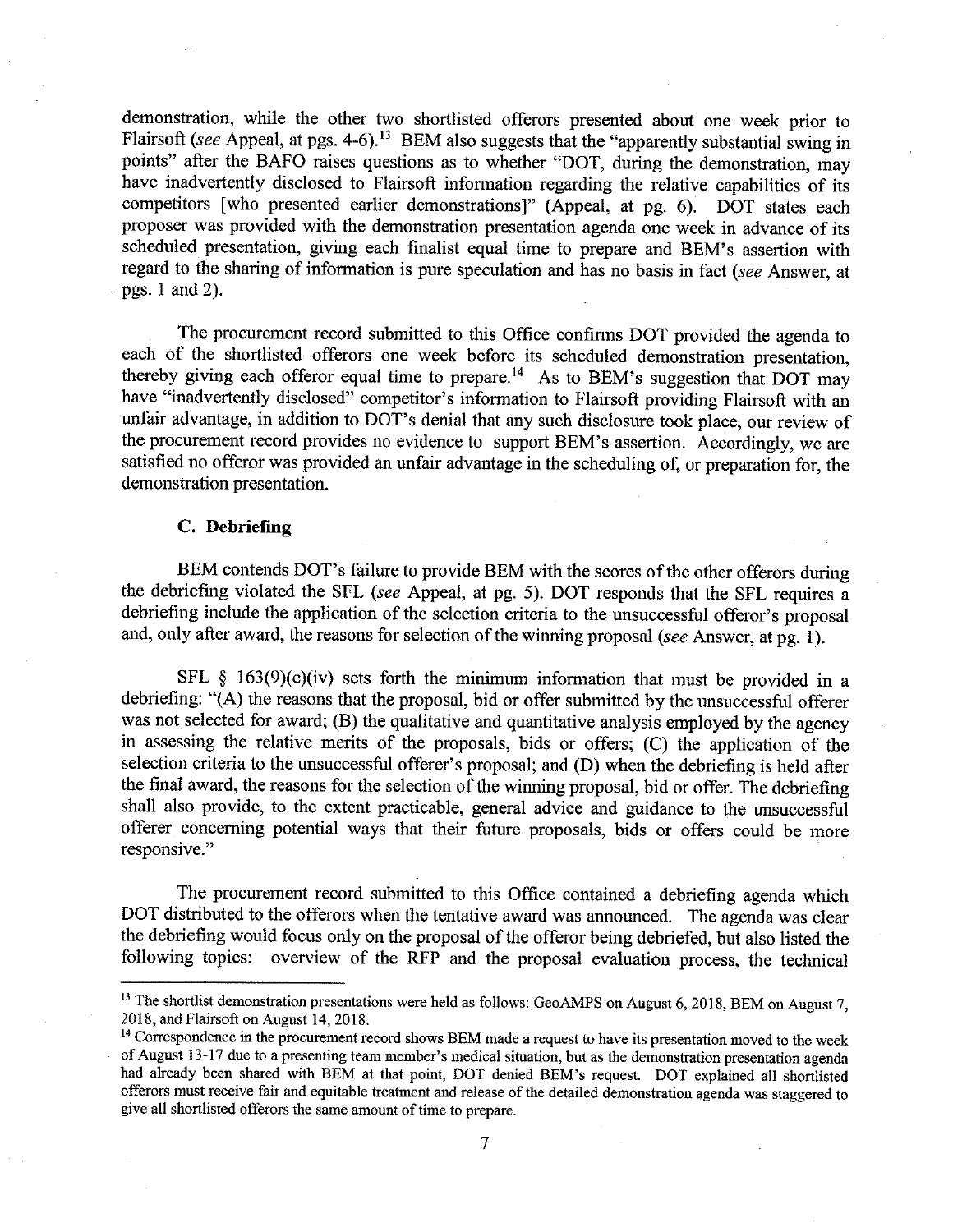demonstration, while the other two shortlisted offerors presented about one week prior to Flairsoft (*see* Appeal, at pgs. 4-6).[13] BEM also suggests that the "apparently substantial swing in points" after the BAFO raises questions as to whether "DOT, during the demonstration, may have inadvertently disclosed to Flairsoft information regarding the relative capabilities of its competitors [who presented earlier demonstrations]" (Appeal, at pg. 6). DOT states each proposer was provided with the demonstration presentation agenda one week in advance of its scheduled presentation, giving each finalist equal time to prepare and BEM's assertion with regard to the sharing of information is pure speculation and has no basis in fact (*see* Answer, at pgs. 1 and 2).

The procurement record submitted to this Office confirms DOT provided the agenda to each of the shortlisted offerors one week before its scheduled demonstration presentation, thereby giving each offeror equal time to prepare.[14] As to BEM's suggestion that DOT may have "inadvertently disclosed" competitor's information to Flairsoft providing Flairsoft with an unfair advantage, in addition to DOT's denial that any such disclosure took place, our review of the procurement record provides no evidence to support BEM's assertion. Accordingly, we are satisfied no offeror was provided an unfair advantage in the scheduling of, or preparation for, the demonstration presentation.

### C. Debriefing

BEM contends DOT's failure to provide BEM with the scores of the other offerors during the debriefing violated the SFL (*see* Appeal, at pg. 5). DOT responds that the SFL requires a debriefing include the application of the selection criteria to the unsuccessful offeror's proposal and, only after award, the reasons for selection of the winning proposal (*see* Answer, at pg. 1).

SFL § 163(9)(c)(iv) sets forth the minimum information that must be provided in a debriefing: "(A) the reasons that the proposal, bid or offer submitted by the unsuccessful offerer was not selected for award; (B) the qualitative and quantitative analysis employed by the agency in assessing the relative merits of the proposals, bids or offers; (C) the application of the selection criteria to the unsuccessful offerer's proposal; and (D) when the debriefing is held after the final award, the reasons for the selection of the winning proposal, bid or offer. The debriefing shall also provide, to the extent practicable, general advice and guidance to the unsuccessful offerer concerning potential ways that their future proposals, bids or offers could be more responsive."

The procurement record submitted to this Office contained a debriefing agenda which DOT distributed to the offerors when the tentative award was announced. The agenda was clear the debriefing would focus only on the proposal of the offeror being debriefed, but also listed the following topics: overview of the RFP and the proposal evaluation process, the technical

---

[13] The shortlist demonstration presentations were held as follows: GeoAMPS on August 6, 2018, BEM on August 7, 2018, and Flairsoft on August 14, 2018.

[14] Correspondence in the procurement record shows BEM made a request to have its presentation moved to the week of August 13-17 due to a presenting team member's medical situation, but as the demonstration presentation agenda had already been shared with BEM at that point, DOT denied BEM's request. DOT explained all shortlisted offerors must receive fair and equitable treatment and release of the detailed demonstration agenda was staggered to give all shortlisted offerors the same amount of time to prepare.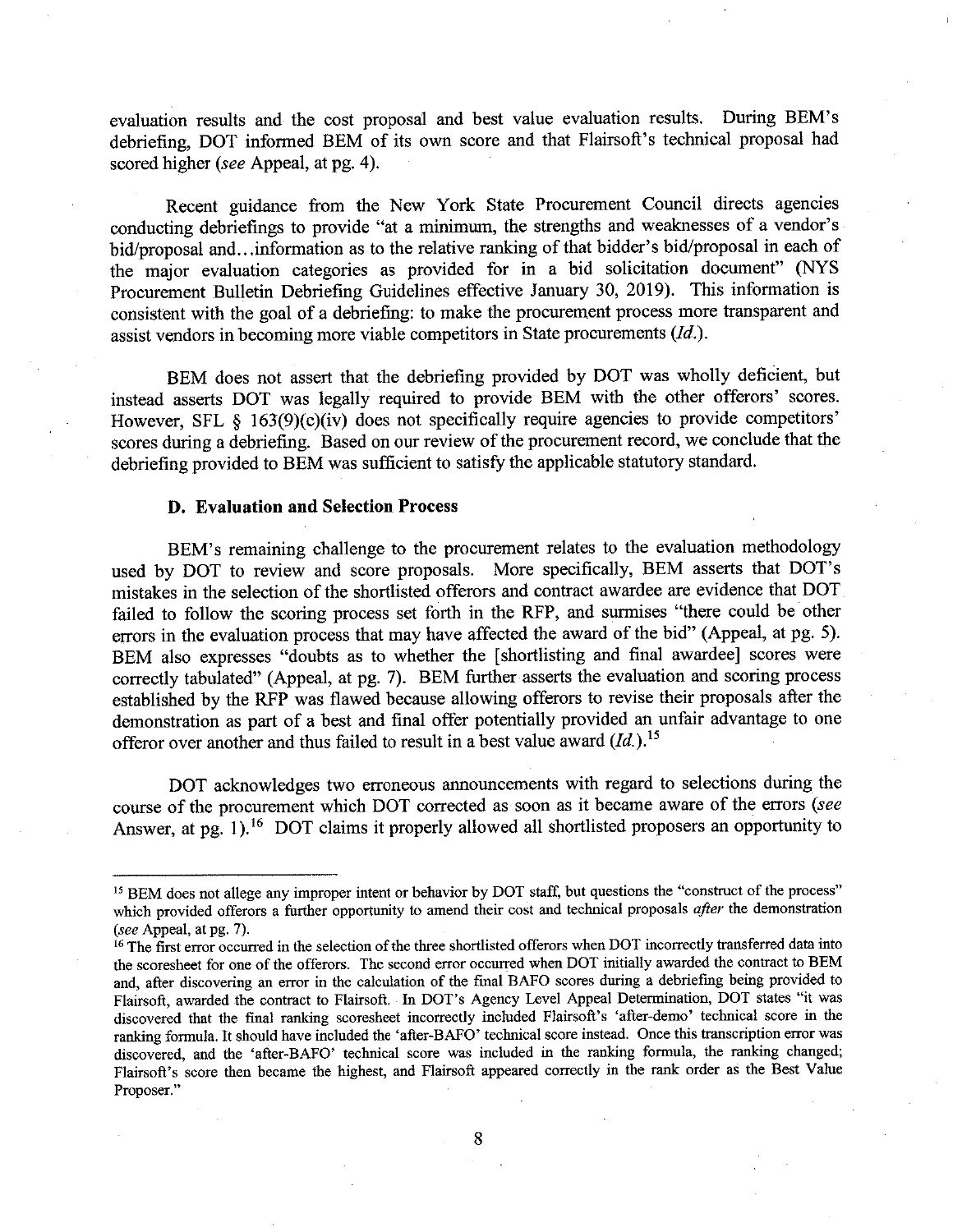evaluation results and the cost proposal and best value evaluation results. During BEM's debriefing, DOT informed BEM of its own score and that Flairsoft's technical proposal had scored higher (*see* Appeal, at pg. 4).

Recent guidance from the New York State Procurement Council directs agencies conducting debriefings to provide "at a minimum, the strengths and weaknesses of a vendor's bid/proposal and…information as to the relative ranking of that bidder's bid/proposal in each of the major evaluation categories as provided for in a bid solicitation document" (NYS Procurement Bulletin Debriefing Guidelines effective January 30, 2019). This information is consistent with the goal of a debriefing: to make the procurement process more transparent and assist vendors in becoming more viable competitors in State procurements (*Id.*).

BEM does not assert that the debriefing provided by DOT was wholly deficient, but instead asserts DOT was legally required to provide BEM with the other offerors' scores. However, SFL § 163(9)(c)(iv) does not specifically require agencies to provide competitors' scores during a debriefing. Based on our review of the procurement record, we conclude that the debriefing provided to BEM was sufficient to satisfy the applicable statutory standard.

### D. Evaluation and Selection Process

BEM's remaining challenge to the procurement relates to the evaluation methodology used by DOT to review and score proposals. More specifically, BEM asserts that DOT's mistakes in the selection of the shortlisted offerors and contract awardee are evidence that DOT failed to follow the scoring process set forth in the RFP, and surmises "there could be other errors in the evaluation process that may have affected the award of the bid" (Appeal, at pg. 5). BEM also expresses "doubts as to whether the [shortlisting and final awardee] scores were correctly tabulated" (Appeal, at pg. 7). BEM further asserts the evaluation and scoring process established by the RFP was flawed because allowing offerors to revise their proposals after the demonstration as part of a best and final offer potentially provided an unfair advantage to one offeror over another and thus failed to result in a best value award (*Id.*).[15]

DOT acknowledges two erroneous announcements with regard to selections during the course of the procurement which DOT corrected as soon as it became aware of the errors (*see* Answer, at pg. 1).[16] DOT claims it properly allowed all shortlisted proposers an opportunity to

---

[15] BEM does not allege any improper intent or behavior by DOT staff, but questions the "construct of the process" which provided offerors a further opportunity to amend their cost and technical proposals *after* the demonstration (*see* Appeal, at pg. 7).

[16] The first error occurred in the selection of the three shortlisted offerors when DOT incorrectly transferred data into the scoresheet for one of the offerors. The second error occurred when DOT initially awarded the contract to BEM and, after discovering an error in the calculation of the final BAFO scores during a debriefing being provided to Flairsoft, awarded the contract to Flairsoft. In DOT's Agency Level Appeal Determination, DOT states "it was discovered that the final ranking scoresheet incorrectly included Flairsoft's 'after-demo' technical score in the ranking formula. It should have included the 'after-BAFO' technical score instead. Once this transcription error was discovered, and the 'after-BAFO' technical score was included in the ranking formula, the ranking changed; Flairsoft's score then became the highest, and Flairsoft appeared correctly in the rank order as the Best Value Proposer."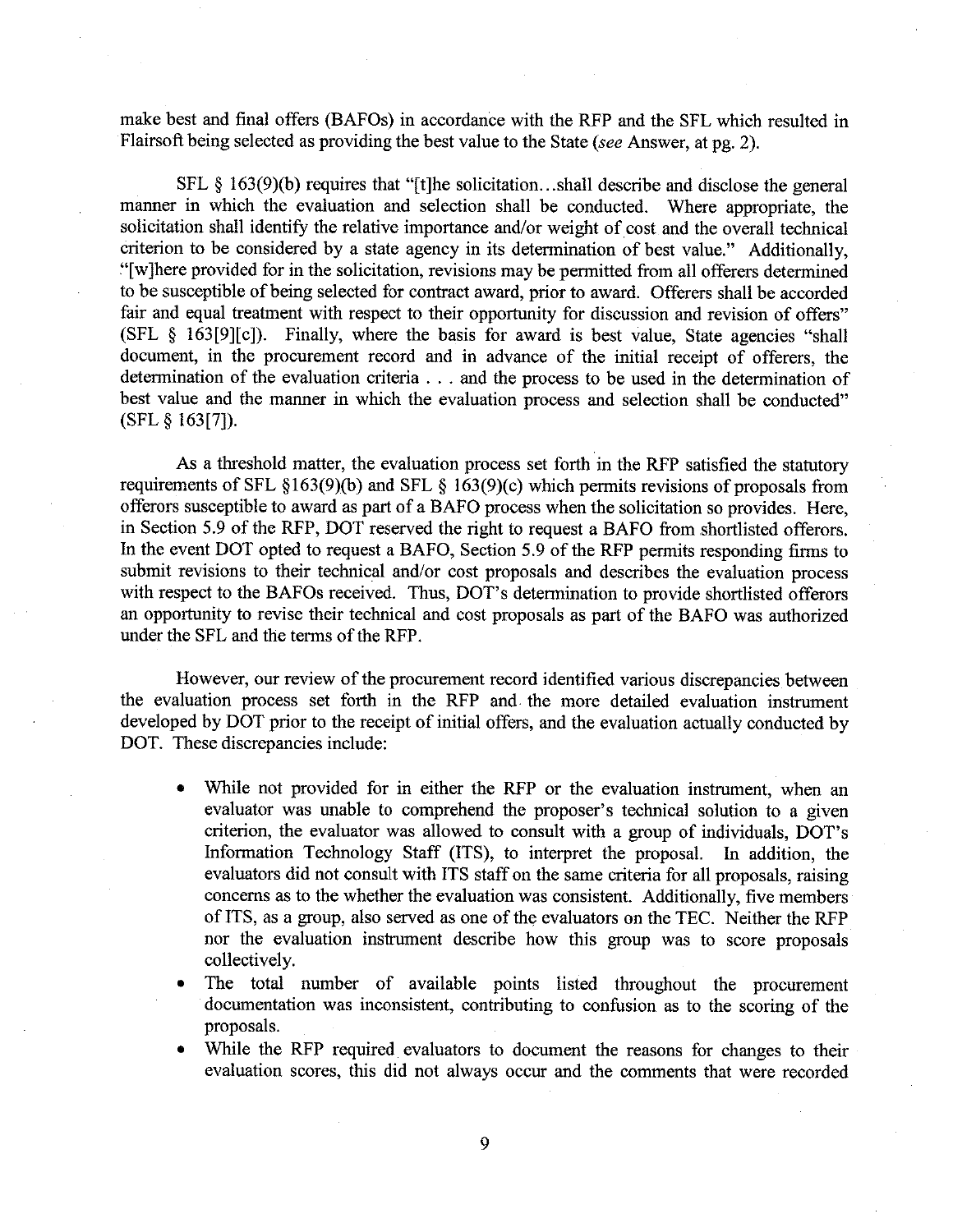make best and final offers (BAFOs) in accordance with the RFP and the SFL which resulted in Flairsoft being selected as providing the best value to the State (*see* Answer, at pg. 2).

SFL § 163(9)(b) requires that "[t]he solicitation…shall describe and disclose the general manner in which the evaluation and selection shall be conducted. Where appropriate, the solicitation shall identify the relative importance and/or weight of cost and the overall technical criterion to be considered by a state agency in its determination of best value." Additionally, "[w]here provided for in the solicitation, revisions may be permitted from all offerers determined to be susceptible of being selected for contract award, prior to award. Offerers shall be accorded fair and equal treatment with respect to their opportunity for discussion and revision of offers" (SFL § 163[9][c]). Finally, where the basis for award is best value, State agencies "shall document, in the procurement record and in advance of the initial receipt of offerers, the determination of the evaluation criteria . . . and the process to be used in the determination of best value and the manner in which the evaluation process and selection shall be conducted" (SFL § 163[7]).

As a threshold matter, the evaluation process set forth in the RFP satisfied the statutory requirements of SFL §163(9)(b) and SFL § 163(9)(c) which permits revisions of proposals from offerors susceptible to award as part of a BAFO process when the solicitation so provides. Here, in Section 5.9 of the RFP, DOT reserved the right to request a BAFO from shortlisted offerors. In the event DOT opted to request a BAFO, Section 5.9 of the RFP permits responding firms to submit revisions to their technical and/or cost proposals and describes the evaluation process with respect to the BAFOs received. Thus, DOT's determination to provide shortlisted offerors an opportunity to revise their technical and cost proposals as part of the BAFO was authorized under the SFL and the terms of the RFP.

However, our review of the procurement record identified various discrepancies between the evaluation process set forth in the RFP and the more detailed evaluation instrument developed by DOT prior to the receipt of initial offers, and the evaluation actually conducted by DOT. These discrepancies include:

- While not provided for in either the RFP or the evaluation instrument, when an evaluator was unable to comprehend the proposer's technical solution to a given criterion, the evaluator was allowed to consult with a group of individuals, DOT's Information Technology Staff (ITS), to interpret the proposal. In addition, the evaluators did not consult with ITS staff on the same criteria for all proposals, raising concerns as to the whether the evaluation was consistent. Additionally, five members of ITS, as a group, also served as one of the evaluators on the TEC. Neither the RFP nor the evaluation instrument describe how this group was to score proposals collectively.
- The total number of available points listed throughout the procurement documentation was inconsistent, contributing to confusion as to the scoring of the proposals.
- While the RFP required evaluators to document the reasons for changes to their evaluation scores, this did not always occur and the comments that were recorded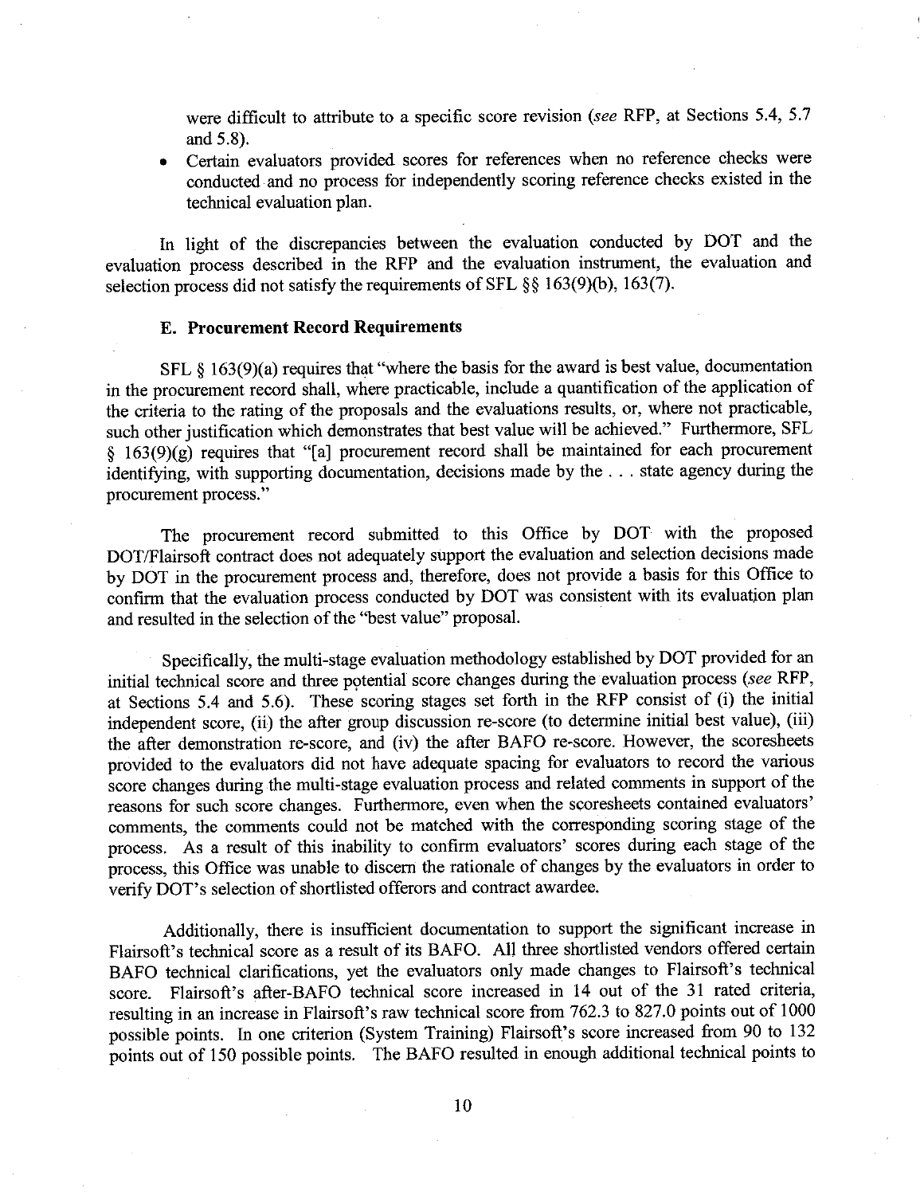were difficult to attribute to a specific score revision (*see* RFP, at Sections 5.4, 5.7 and 5.8).

- Certain evaluators provided scores for references when no reference checks were conducted and no process for independently scoring reference checks existed in the technical evaluation plan.

In light of the discrepancies between the evaluation conducted by DOT and the evaluation process described in the RFP and the evaluation instrument, the evaluation and selection process did not satisfy the requirements of SFL §§ 163(9)(b), 163(7).

### E. Procurement Record Requirements

SFL § 163(9)(a) requires that "where the basis for the award is best value, documentation in the procurement record shall, where practicable, include a quantification of the application of the criteria to the rating of the proposals and the evaluations results, or, where not practicable, such other justification which demonstrates that best value will be achieved." Furthermore, SFL § 163(9)(g) requires that "[a] procurement record shall be maintained for each procurement identifying, with supporting documentation, decisions made by the . . . state agency during the procurement process."

The procurement record submitted to this Office by DOT with the proposed DOT/Flairsoft contract does not adequately support the evaluation and selection decisions made by DOT in the procurement process and, therefore, does not provide a basis for this Office to confirm that the evaluation process conducted by DOT was consistent with its evaluation plan and resulted in the selection of the "best value" proposal.

Specifically, the multi-stage evaluation methodology established by DOT provided for an initial technical score and three potential score changes during the evaluation process (*see* RFP, at Sections 5.4 and 5.6). These scoring stages set forth in the RFP consist of (i) the initial independent score, (ii) the after group discussion re-score (to determine initial best value), (iii) the after demonstration re-score, and (iv) the after BAFO re-score. However, the scoresheets provided to the evaluators did not have adequate spacing for evaluators to record the various score changes during the multi-stage evaluation process and related comments in support of the reasons for such score changes. Furthermore, even when the scoresheets contained evaluators' comments, the comments could not be matched with the corresponding scoring stage of the process. As a result of this inability to confirm evaluators' scores during each stage of the process, this Office was unable to discern the rationale of changes by the evaluators in order to verify DOT's selection of shortlisted offerors and contract awardee.

Additionally, there is insufficient documentation to support the significant increase in Flairsoft's technical score as a result of its BAFO. All three shortlisted vendors offered certain BAFO technical clarifications, yet the evaluators only made changes to Flairsoft's technical score. Flairsoft's after-BAFO technical score increased in 14 out of the 31 rated criteria, resulting in an increase in Flairsoft's raw technical score from 762.3 to 827.0 points out of 1000 possible points. In one criterion (System Training) Flairsoft's score increased from 90 to 132 points out of 150 possible points. The BAFO resulted in enough additional technical points to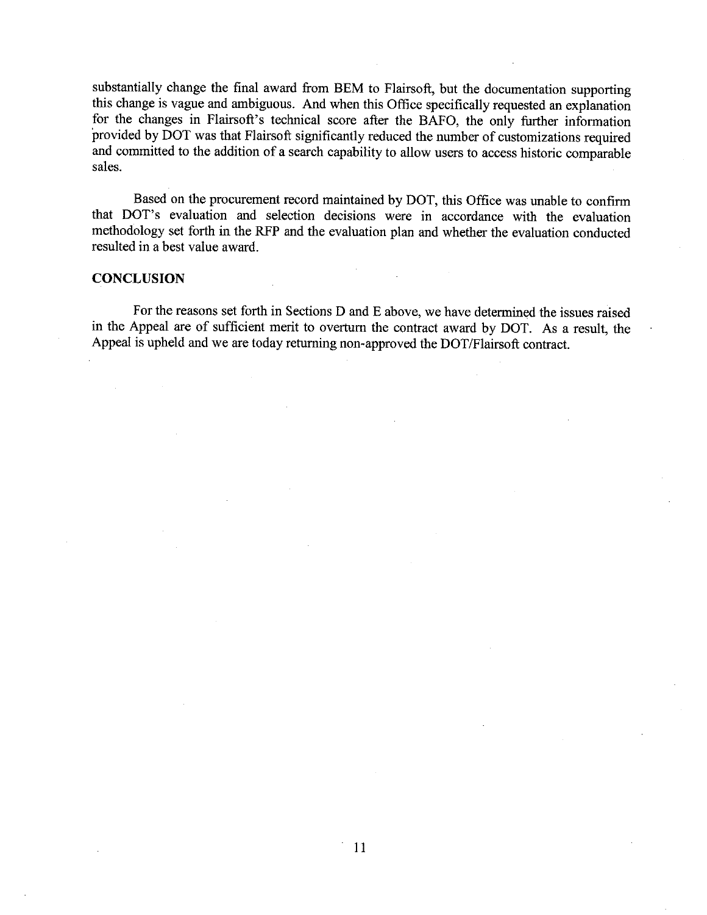substantially change the final award from BEM to Flairsoft, but the documentation supporting this change is vague and ambiguous. And when this Office specifically requested an explanation for the changes in Flairsoft's technical score after the BAFO, the only further information provided by DOT was that Flairsoft significantly reduced the number of customizations required and committed to the addition of a search capability to allow users to access historic comparable sales.

Based on the procurement record maintained by DOT, this Office was unable to confirm that DOT's evaluation and selection decisions were in accordance with the evaluation methodology set forth in the RFP and the evaluation plan and whether the evaluation conducted resulted in a best value award.

## CONCLUSION

For the reasons set forth in Sections D and E above, we have determined the issues raised in the Appeal are of sufficient merit to overturn the contract award by DOT. As a result, the Appeal is upheld and we are today returning non-approved the DOT/Flairsoft contract.